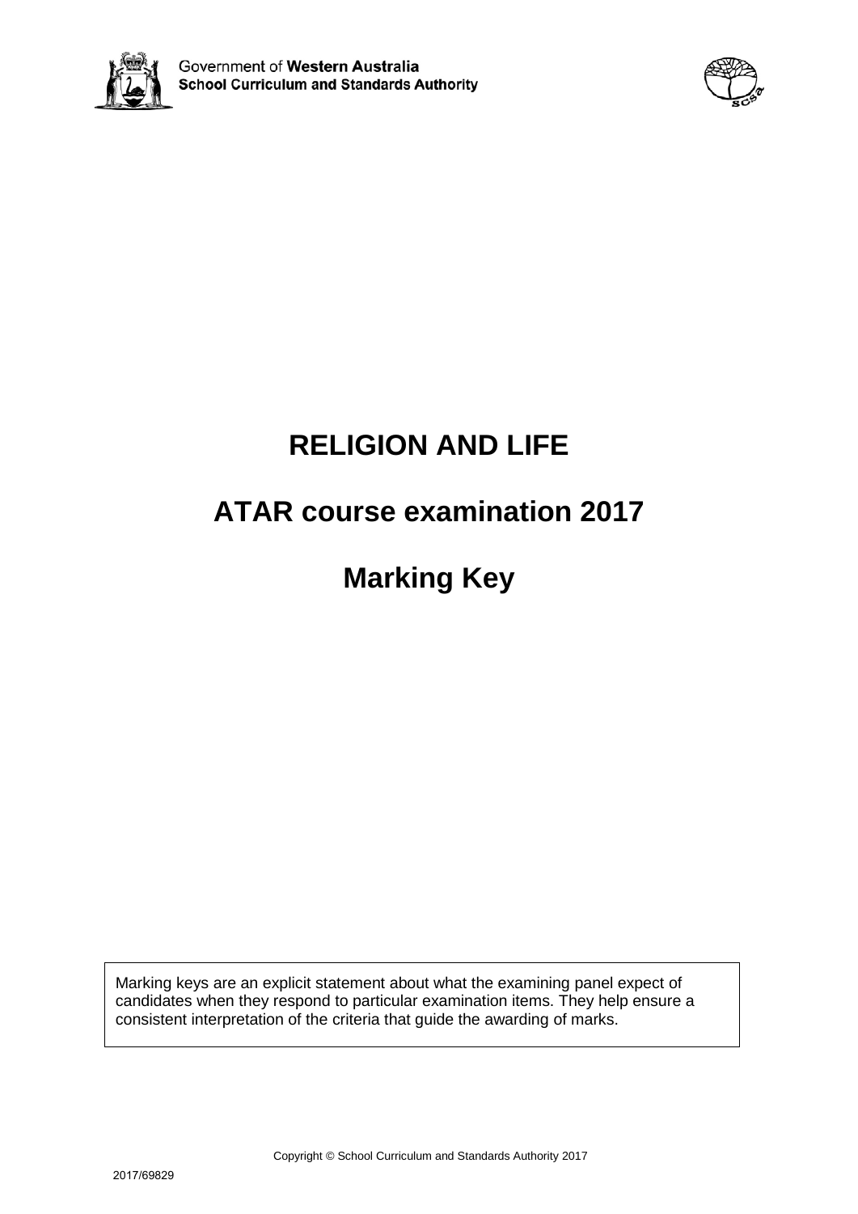Government of **Western Australia**
**School Curriculum and Standards Authority**

# RELIGION AND LIFE

## ATAR course examination 2017

## Marking Key

Marking keys are an explicit statement about what the examining panel expect of candidates when they respond to particular examination items. They help ensure a consistent interpretation of the criteria that guide the awarding of marks.

Copyright © School Curriculum and Standards Authority 2017

2017/69829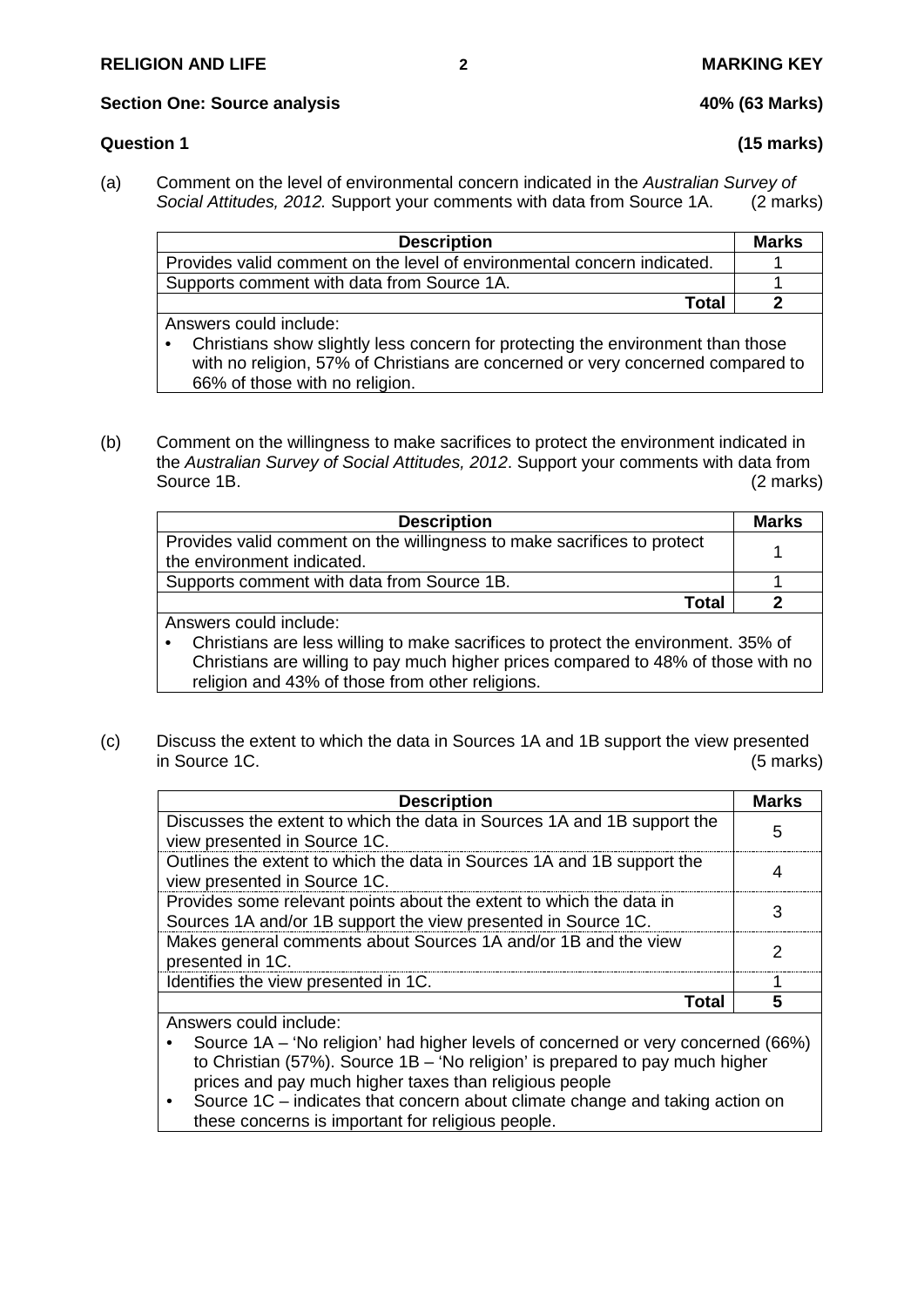**Section One: Source analysis** **40% (63 Marks)**

**Question 1** **(15 marks)**

(a) Comment on the level of environmental concern indicated in the *Australian Survey of Social Attitudes, 2012.* Support your comments with data from Source 1A. (2 marks)

| Description | Marks |
|---|---|
| Provides valid comment on the level of environmental concern indicated. | 1 |
| Supports comment with data from Source 1A. | 1 |
| **Total** | **2** |

Answers could include:

- Christians show slightly less concern for protecting the environment than those with no religion, 57% of Christians are concerned or very concerned compared to 66% of those with no religion.

(b) Comment on the willingness to make sacrifices to protect the environment indicated in the *Australian Survey of Social Attitudes, 2012*. Support your comments with data from Source 1B. (2 marks)

| Description | Marks |
|---|---|
| Provides valid comment on the willingness to make sacrifices to protect the environment indicated. | 1 |
| Supports comment with data from Source 1B. | 1 |
| **Total** | **2** |

Answers could include:

- Christians are less willing to make sacrifices to protect the environment. 35% of Christians are willing to pay much higher prices compared to 48% of those with no religion and 43% of those from other religions.

(c) Discuss the extent to which the data in Sources 1A and 1B support the view presented in Source 1C. (5 marks)

| Description | Marks |
|---|---|
| Discusses the extent to which the data in Sources 1A and 1B support the view presented in Source 1C. | 5 |
| Outlines the extent to which the data in Sources 1A and 1B support the view presented in Source 1C. | 4 |
| Provides some relevant points about the extent to which the data in Sources 1A and/or 1B support the view presented in Source 1C. | 3 |
| Makes general comments about Sources 1A and/or 1B and the view presented in 1C. | 2 |
| Identifies the view presented in 1C. | 1 |
| **Total** | **5** |

Answers could include:

- Source 1A – 'No religion' had higher levels of concerned or very concerned (66%) to Christian (57%). Source 1B – 'No religion' is prepared to pay much higher prices and pay much higher taxes than religious people
- Source 1C – indicates that concern about climate change and taking action on these concerns is important for religious people.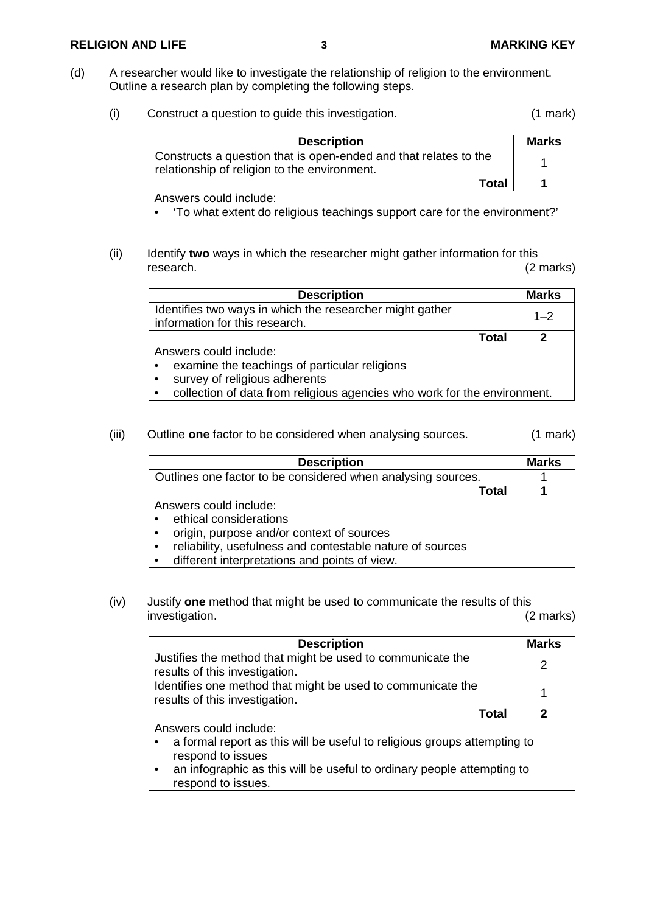(d) A researcher would like to investigate the relationship of religion to the environment. Outline a research plan by completing the following steps.

(i) Construct a question to guide this investigation. (1 mark)

| Description | Marks |
|---|---|
| Constructs a question that is open-ended and that relates to the relationship of religion to the environment. | 1 |
| **Total** | **1** |
| Answers could include:<br>• 'To what extent do religious teachings support care for the environment?' | |

(ii) Identify **two** ways in which the researcher might gather information for this research. (2 marks)

| Description | Marks |
|---|---|
| Identifies two ways in which the researcher might gather information for this research. | 1–2 |
| **Total** | **2** |
| Answers could include:<br>• examine the teachings of particular religions<br>• survey of religious adherents<br>• collection of data from religious agencies who work for the environment. | |

(iii) Outline **one** factor to be considered when analysing sources. (1 mark)

| Description | Marks |
|---|---|
| Outlines one factor to be considered when analysing sources. | 1 |
| **Total** | **1** |
| Answers could include:<br>• ethical considerations<br>• origin, purpose and/or context of sources<br>• reliability, usefulness and contestable nature of sources<br>• different interpretations and points of view. | |

(iv) Justify **one** method that might be used to communicate the results of this investigation. (2 marks)

| Description | Marks |
|---|---|
| Justifies the method that might be used to communicate the results of this investigation. | 2 |
| Identifies one method that might be used to communicate the results of this investigation. | 1 |
| **Total** | **2** |
| Answers could include:<br>• a formal report as this will be useful to religious groups attempting to respond to issues<br>• an infographic as this will be useful to ordinary people attempting to respond to issues. | |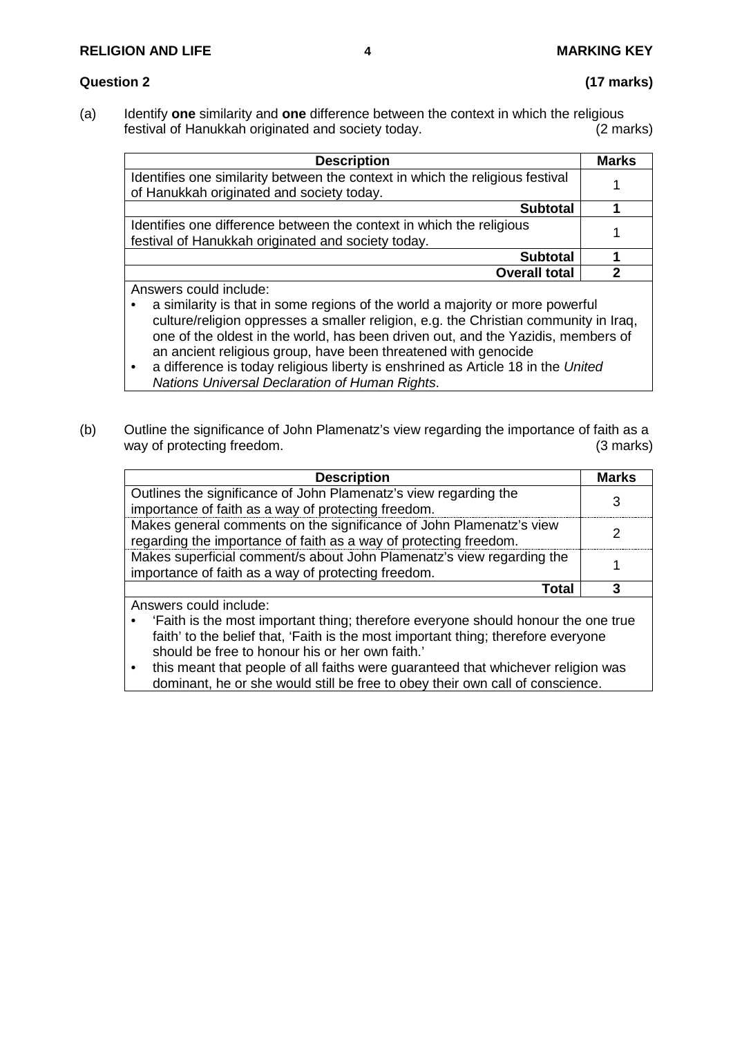**Question 2** **(17 marks)**

(a) Identify **one** similarity and **one** difference between the context in which the religious festival of Hanukkah originated and society today. (2 marks)

| Description | Marks |
|---|---|
| Identifies one similarity between the context in which the religious festival of Hanukkah originated and society today. | 1 |
| **Subtotal** | **1** |
| Identifies one difference between the context in which the religious festival of Hanukkah originated and society today. | 1 |
| **Subtotal** | **1** |
| **Overall total** | **2** |

Answers could include:

- a similarity is that in some regions of the world a majority or more powerful culture/religion oppresses a smaller religion, e.g. the Christian community in Iraq, one of the oldest in the world, has been driven out, and the Yazidis, members of an ancient religious group, have been threatened with genocide
- a difference is today religious liberty is enshrined as Article 18 in the *United Nations Universal Declaration of Human Rights*.

(b) Outline the significance of John Plamenatz's view regarding the importance of faith as a way of protecting freedom. (3 marks)

| Description | Marks |
|---|---|
| Outlines the significance of John Plamenatz's view regarding the importance of faith as a way of protecting freedom. | 3 |
| Makes general comments on the significance of John Plamenatz's view regarding the importance of faith as a way of protecting freedom. | 2 |
| Makes superficial comment/s about John Plamenatz's view regarding the importance of faith as a way of protecting freedom. | 1 |
| **Total** | **3** |

Answers could include:

- 'Faith is the most important thing; therefore everyone should honour the one true faith' to the belief that, 'Faith is the most important thing; therefore everyone should be free to honour his or her own faith.'
- this meant that people of all faiths were guaranteed that whichever religion was dominant, he or she would still be free to obey their own call of conscience.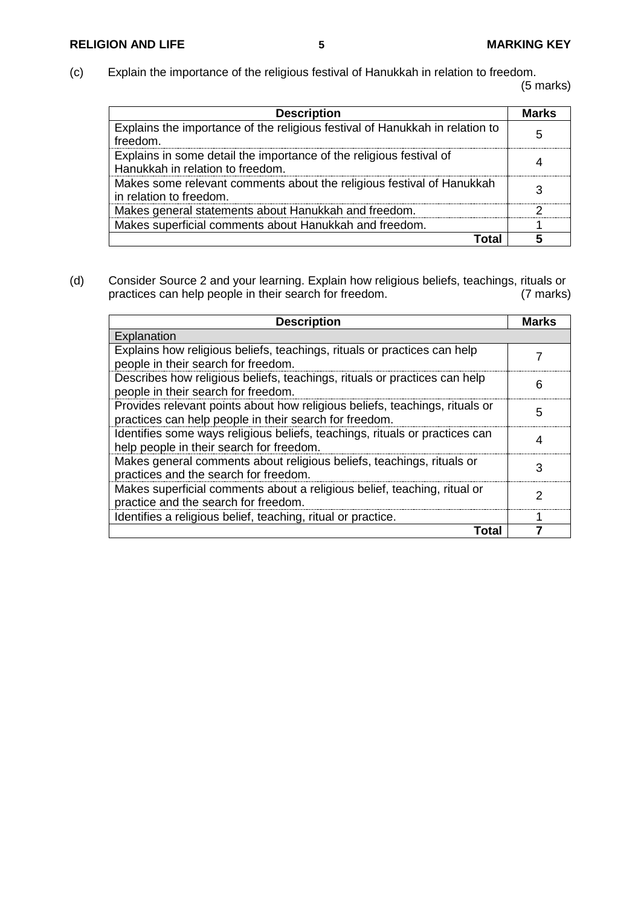(c) Explain the importance of the religious festival of Hanukkah in relation to freedom. (5 marks)

| Description | Marks |
|---|---|
| Explains the importance of the religious festival of Hanukkah in relation to freedom. | 5 |
| Explains in some detail the importance of the religious festival of Hanukkah in relation to freedom. | 4 |
| Makes some relevant comments about the religious festival of Hanukkah in relation to freedom. | 3 |
| Makes general statements about Hanukkah and freedom. | 2 |
| Makes superficial comments about Hanukkah and freedom. | 1 |
| **Total** | **5** |

(d) Consider Source 2 and your learning. Explain how religious beliefs, teachings, rituals or practices can help people in their search for freedom. (7 marks)

| Description | Marks |
|---|---|
| Explanation | |
| Explains how religious beliefs, teachings, rituals or practices can help people in their search for freedom. | 7 |
| Describes how religious beliefs, teachings, rituals or practices can help people in their search for freedom. | 6 |
| Provides relevant points about how religious beliefs, teachings, rituals or practices can help people in their search for freedom. | 5 |
| Identifies some ways religious beliefs, teachings, rituals or practices can help people in their search for freedom. | 4 |
| Makes general comments about religious beliefs, teachings, rituals or practices and the search for freedom. | 3 |
| Makes superficial comments about a religious belief, teaching, ritual or practice and the search for freedom. | 2 |
| Identifies a religious belief, teaching, ritual or practice. | 1 |
| **Total** | **7** |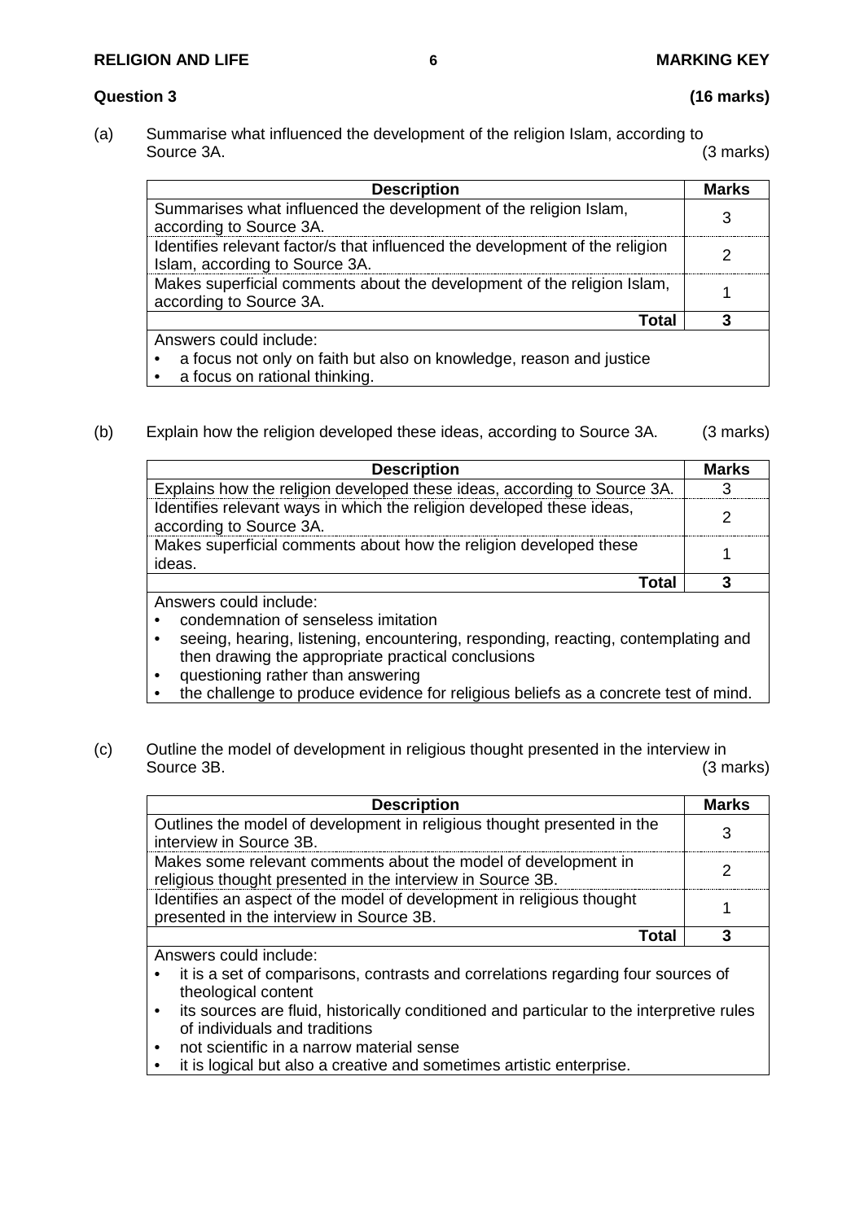**Question 3** **(16 marks)**

(a) Summarise what influenced the development of the religion Islam, according to Source 3A. (3 marks)

| Description | Marks |
|---|---|
| Summarises what influenced the development of the religion Islam, according to Source 3A. | 3 |
| Identifies relevant factor/s that influenced the development of the religion Islam, according to Source 3A. | 2 |
| Makes superficial comments about the development of the religion Islam, according to Source 3A. | 1 |
| **Total** | **3** |
| Answers could include:<br>• a focus not only on faith but also on knowledge, reason and justice<br>• a focus on rational thinking. | |

(b) Explain how the religion developed these ideas, according to Source 3A. (3 marks)

| Description | Marks |
|---|---|
| Explains how the religion developed these ideas, according to Source 3A. | 3 |
| Identifies relevant ways in which the religion developed these ideas, according to Source 3A. | 2 |
| Makes superficial comments about how the religion developed these ideas. | 1 |
| **Total** | **3** |
| Answers could include:<br>• condemnation of senseless imitation<br>• seeing, hearing, listening, encountering, responding, reacting, contemplating and then drawing the appropriate practical conclusions<br>• questioning rather than answering<br>• the challenge to produce evidence for religious beliefs as a concrete test of mind. | |

(c) Outline the model of development in religious thought presented in the interview in Source 3B. (3 marks)

| Description | Marks |
|---|---|
| Outlines the model of development in religious thought presented in the interview in Source 3B. | 3 |
| Makes some relevant comments about the model of development in religious thought presented in the interview in Source 3B. | 2 |
| Identifies an aspect of the model of development in religious thought presented in the interview in Source 3B. | 1 |
| **Total** | **3** |
| Answers could include:<br>• it is a set of comparisons, contrasts and correlations regarding four sources of theological content<br>• its sources are fluid, historically conditioned and particular to the interpretive rules of individuals and traditions<br>• not scientific in a narrow material sense<br>• it is logical but also a creative and sometimes artistic enterprise. | |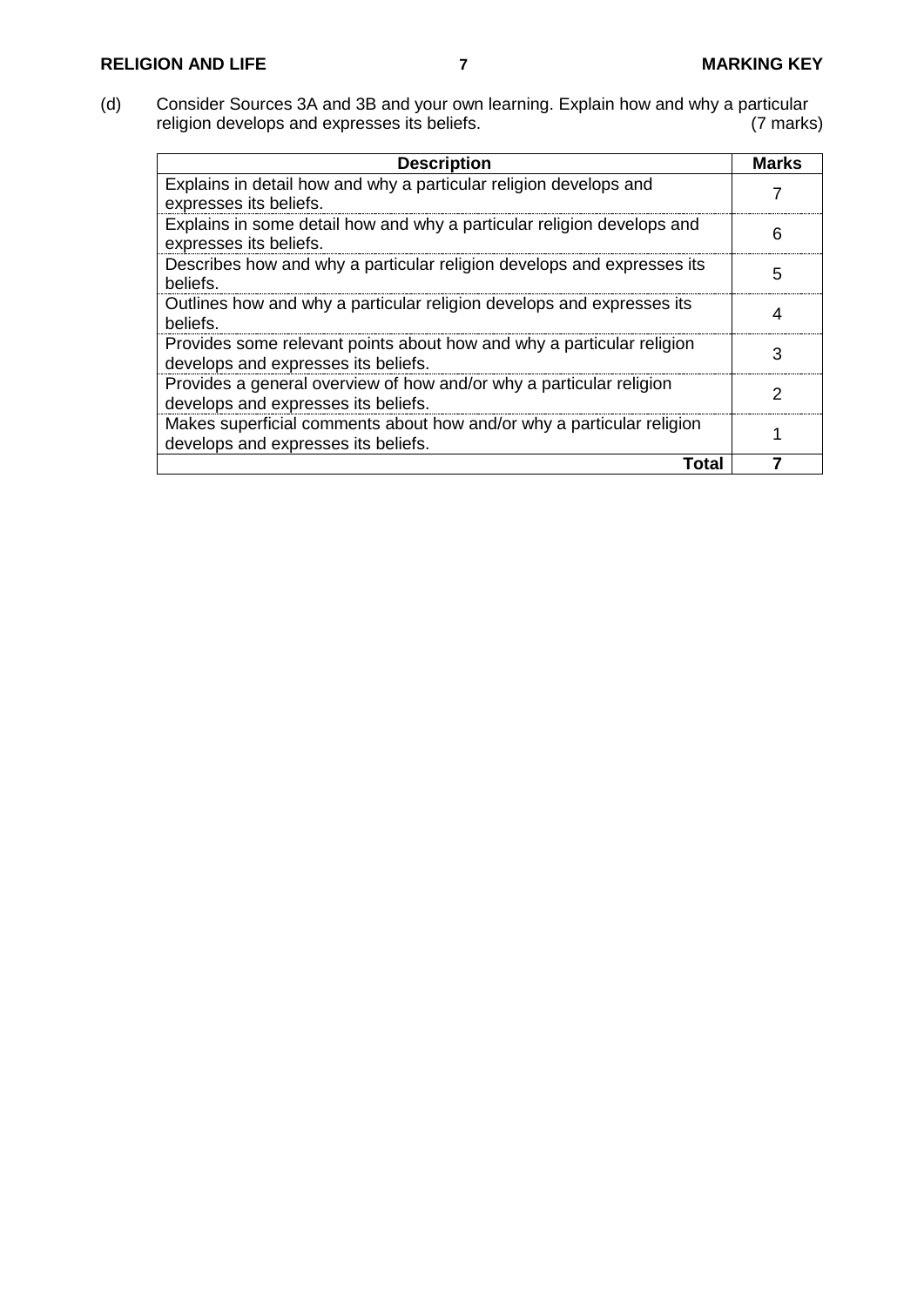(d) Consider Sources 3A and 3B and your own learning. Explain how and why a particular religion develops and expresses its beliefs. (7 marks)

| Description | Marks |
|---|---|
| Explains in detail how and why a particular religion develops and expresses its beliefs. | 7 |
| Explains in some detail how and why a particular religion develops and expresses its beliefs. | 6 |
| Describes how and why a particular religion develops and expresses its beliefs. | 5 |
| Outlines how and why a particular religion develops and expresses its beliefs. | 4 |
| Provides some relevant points about how and why a particular religion develops and expresses its beliefs. | 3 |
| Provides a general overview of how and/or why a particular religion develops and expresses its beliefs. | 2 |
| Makes superficial comments about how and/or why a particular religion develops and expresses its beliefs. | 1 |
| **Total** | **7** |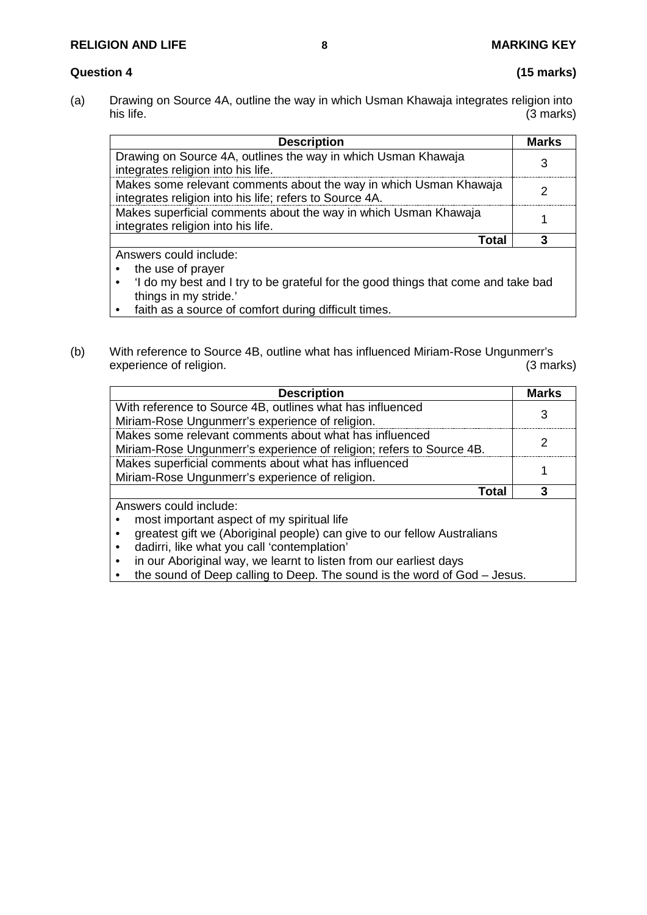**Question 4** **(15 marks)**

(a) Drawing on Source 4A, outline the way in which Usman Khawaja integrates religion into his life. (3 marks)

| Description | Marks |
|---|---|
| Drawing on Source 4A, outlines the way in which Usman Khawaja integrates religion into his life. | 3 |
| Makes some relevant comments about the way in which Usman Khawaja integrates religion into his life; refers to Source 4A. | 2 |
| Makes superficial comments about the way in which Usman Khawaja integrates religion into his life. | 1 |
| **Total** | **3** |
| Answers could include:<br>• the use of prayer<br>• 'I do my best and I try to be grateful for the good things that come and take bad things in my stride.'<br>• faith as a source of comfort during difficult times. | |

(b) With reference to Source 4B, outline what has influenced Miriam-Rose Ungunmerr's experience of religion. (3 marks)

| Description | Marks |
|---|---|
| With reference to Source 4B, outlines what has influenced Miriam-Rose Ungunmerr's experience of religion. | 3 |
| Makes some relevant comments about what has influenced Miriam-Rose Ungunmerr's experience of religion; refers to Source 4B. | 2 |
| Makes superficial comments about what has influenced Miriam-Rose Ungunmerr's experience of religion. | 1 |
| **Total** | **3** |
| Answers could include:<br>• most important aspect of my spiritual life<br>• greatest gift we (Aboriginal people) can give to our fellow Australians<br>• dadirri, like what you call 'contemplation'<br>• in our Aboriginal way, we learnt to listen from our earliest days<br>• the sound of Deep calling to Deep. The sound is the word of God – Jesus. | |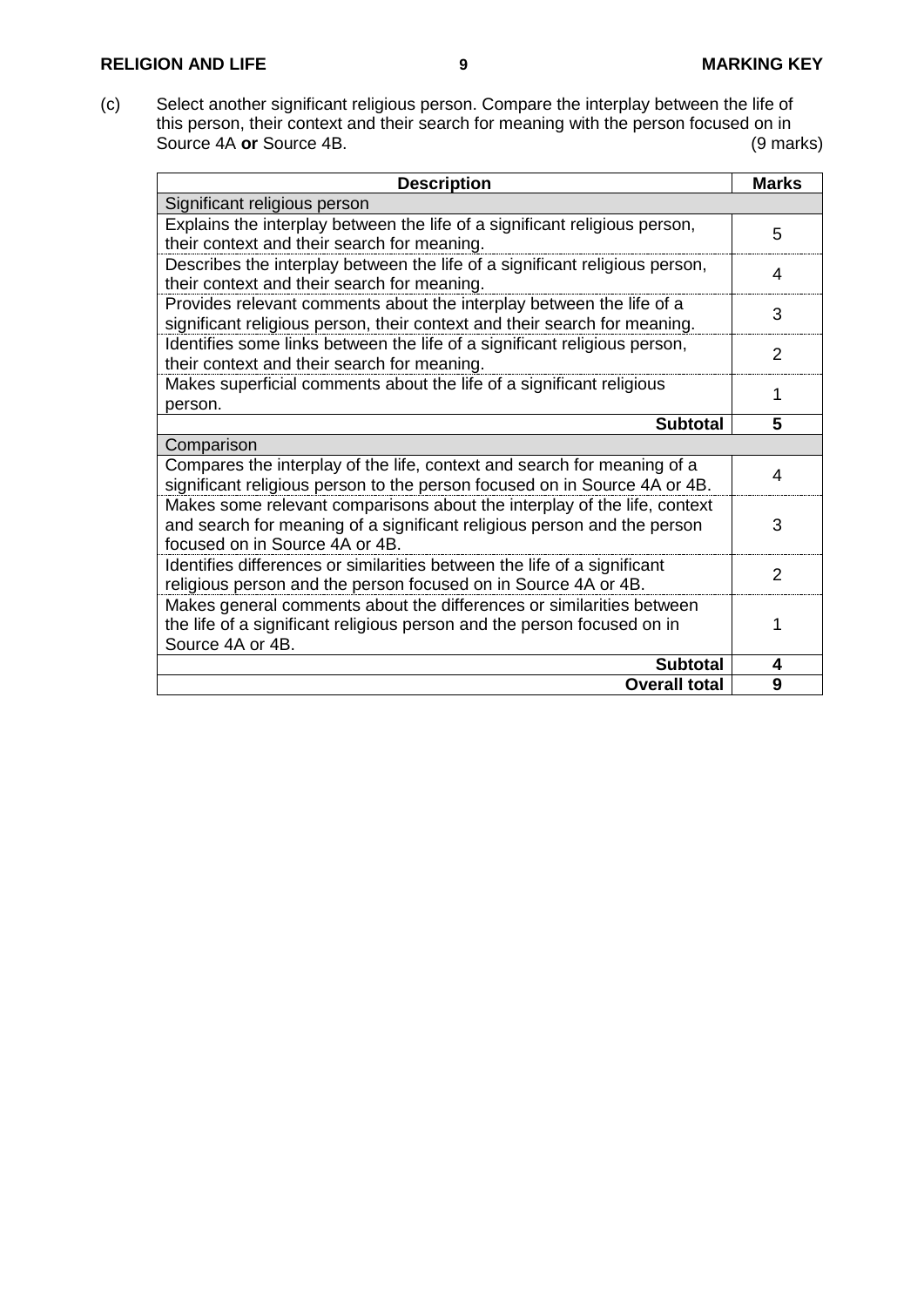(c) Select another significant religious person. Compare the interplay between the life of this person, their context and their search for meaning with the person focused on in Source 4A **or** Source 4B. (9 marks)

| Description | Marks |
|---|---|
| Significant religious person | |
| Explains the interplay between the life of a significant religious person, their context and their search for meaning. | 5 |
| Describes the interplay between the life of a significant religious person, their context and their search for meaning. | 4 |
| Provides relevant comments about the interplay between the life of a significant religious person, their context and their search for meaning. | 3 |
| Identifies some links between the life of a significant religious person, their context and their search for meaning. | 2 |
| Makes superficial comments about the life of a significant religious person. | 1 |
| **Subtotal** | **5** |
| Comparison | |
| Compares the interplay of the life, context and search for meaning of a significant religious person to the person focused on in Source 4A or 4B. | 4 |
| Makes some relevant comparisons about the interplay of the life, context and search for meaning of a significant religious person and the person focused on in Source 4A or 4B. | 3 |
| Identifies differences or similarities between the life of a significant religious person and the person focused on in Source 4A or 4B. | 2 |
| Makes general comments about the differences or similarities between the life of a significant religious person and the person focused on in Source 4A or 4B. | 1 |
| **Subtotal** | **4** |
| **Overall total** | **9** |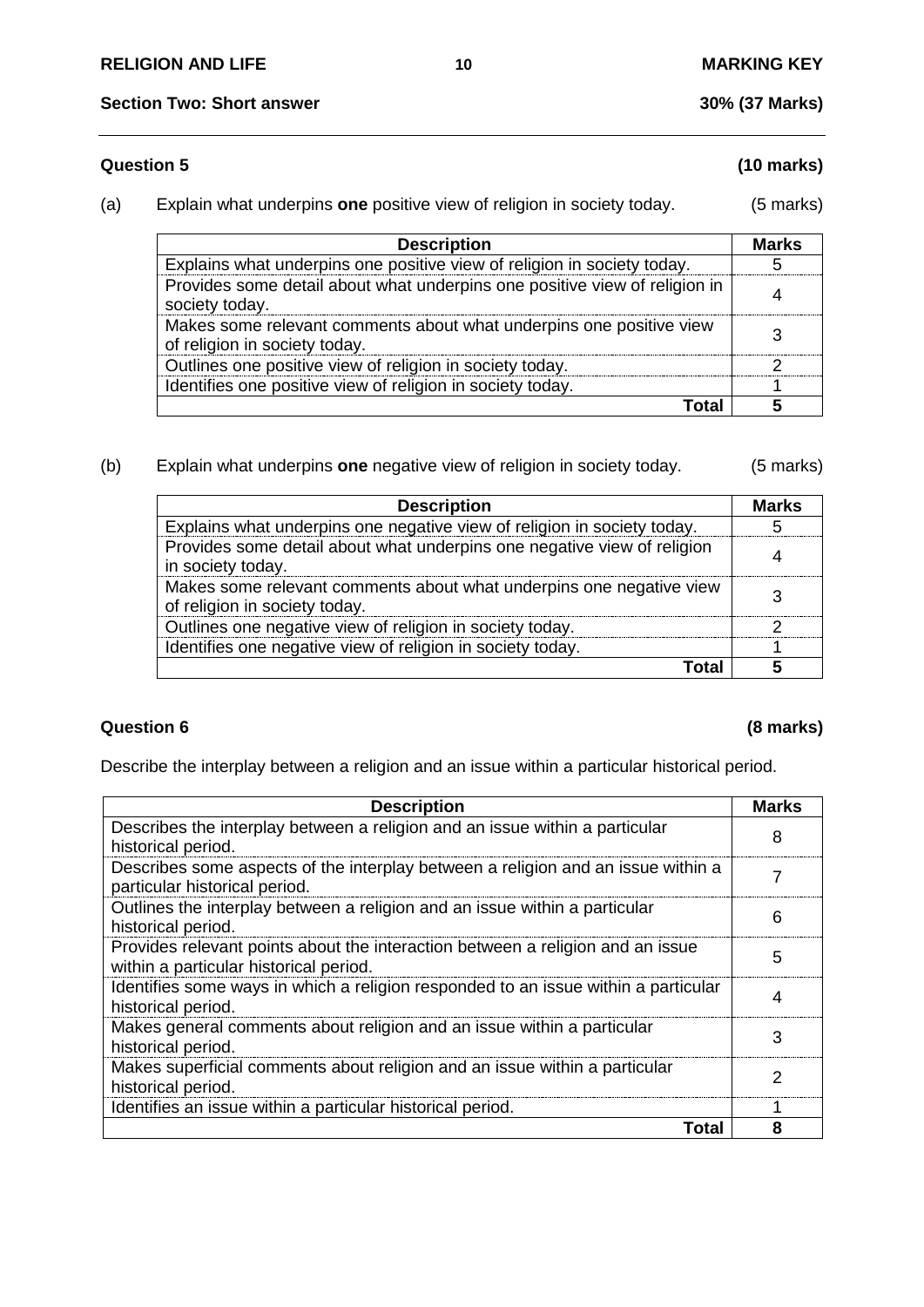## Section Two: Short answer — 30% (37 Marks)

### Question 5 (10 marks)

(a) Explain what underpins **one** positive view of religion in society today. (5 marks)

| Description | Marks |
|---|---|
| Explains what underpins one positive view of religion in society today. | 5 |
| Provides some detail about what underpins one positive view of religion in society today. | 4 |
| Makes some relevant comments about what underpins one positive view of religion in society today. | 3 |
| Outlines one positive view of religion in society today. | 2 |
| Identifies one positive view of religion in society today. | 1 |
| **Total** | **5** |

(b) Explain what underpins **one** negative view of religion in society today. (5 marks)

| Description | Marks |
|---|---|
| Explains what underpins one negative view of religion in society today. | 5 |
| Provides some detail about what underpins one negative view of religion in society today. | 4 |
| Makes some relevant comments about what underpins one negative view of religion in society today. | 3 |
| Outlines one negative view of religion in society today. | 2 |
| Identifies one negative view of religion in society today. | 1 |
| **Total** | **5** |

### Question 6 (8 marks)

Describe the interplay between a religion and an issue within a particular historical period.

| Description | Marks |
|---|---|
| Describes the interplay between a religion and an issue within a particular historical period. | 8 |
| Describes some aspects of the interplay between a religion and an issue within a particular historical period. | 7 |
| Outlines the interplay between a religion and an issue within a particular historical period. | 6 |
| Provides relevant points about the interaction between a religion and an issue within a particular historical period. | 5 |
| Identifies some ways in which a religion responded to an issue within a particular historical period. | 4 |
| Makes general comments about religion and an issue within a particular historical period. | 3 |
| Makes superficial comments about religion and an issue within a particular historical period. | 2 |
| Identifies an issue within a particular historical period. | 1 |
| **Total** | **8** |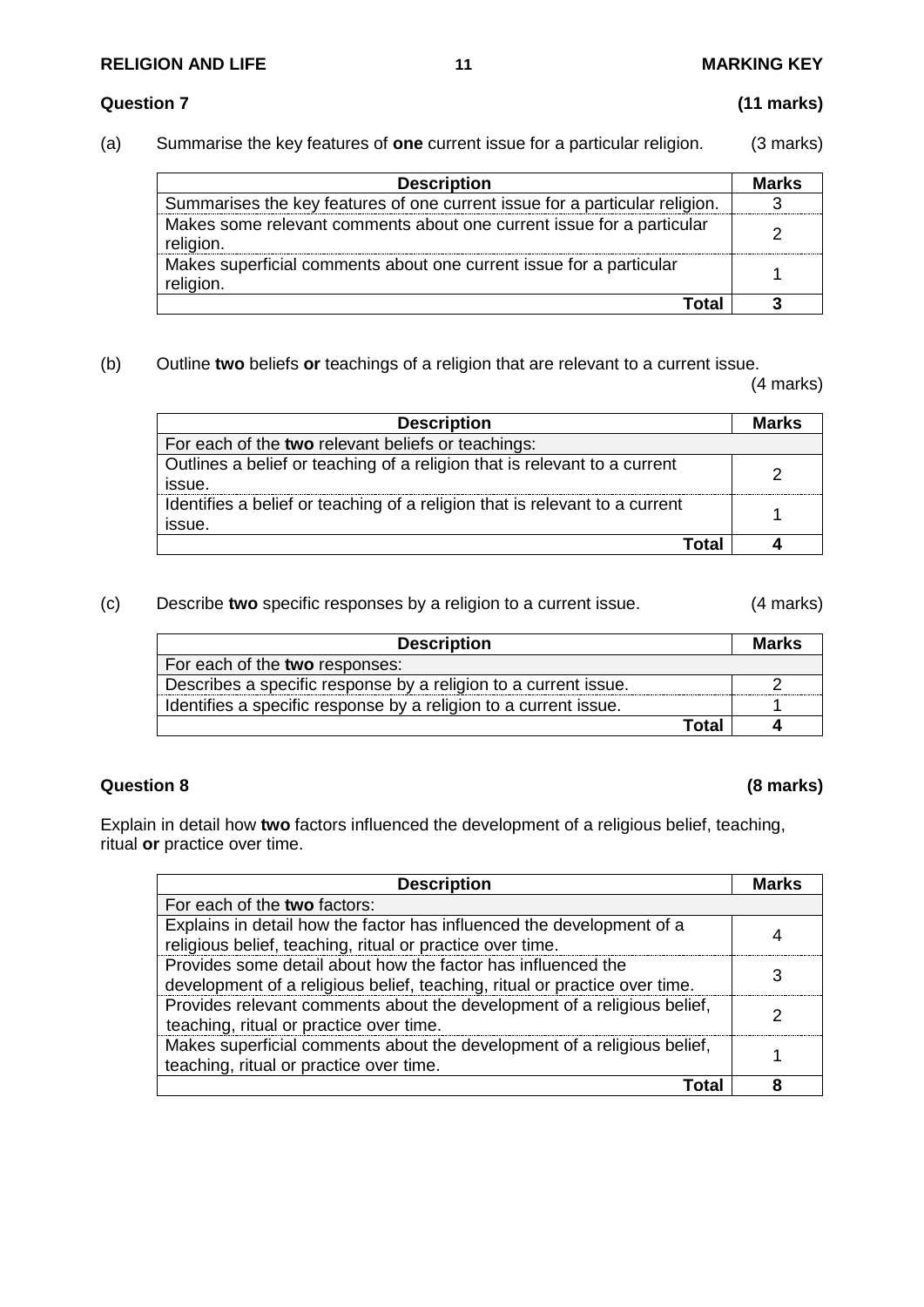**Question 7 (11 marks)**

(a) Summarise the key features of **one** current issue for a particular religion. (3 marks)

| Description | Marks |
|---|---|
| Summarises the key features of one current issue for a particular religion. | 3 |
| Makes some relevant comments about one current issue for a particular religion. | 2 |
| Makes superficial comments about one current issue for a particular religion. | 1 |
| **Total** | **3** |

(b) Outline **two** beliefs **or** teachings of a religion that are relevant to a current issue. (4 marks)

| Description | Marks |
|---|---|
| For each of the **two** relevant beliefs or teachings: | |
| Outlines a belief or teaching of a religion that is relevant to a current issue. | 2 |
| Identifies a belief or teaching of a religion that is relevant to a current issue. | 1 |
| **Total** | **4** |

(c) Describe **two** specific responses by a religion to a current issue. (4 marks)

| Description | Marks |
|---|---|
| For each of the **two** responses: | |
| Describes a specific response by a religion to a current issue. | 2 |
| Identifies a specific response by a religion to a current issue. | 1 |
| **Total** | **4** |

**Question 8 (8 marks)**

Explain in detail how **two** factors influenced the development of a religious belief, teaching, ritual **or** practice over time.

| Description | Marks |
|---|---|
| For each of the **two** factors: | |
| Explains in detail how the factor has influenced the development of a religious belief, teaching, ritual or practice over time. | 4 |
| Provides some detail about how the factor has influenced the development of a religious belief, teaching, ritual or practice over time. | 3 |
| Provides relevant comments about the development of a religious belief, teaching, ritual or practice over time. | 2 |
| Makes superficial comments about the development of a religious belief, teaching, ritual or practice over time. | 1 |
| **Total** | **8** |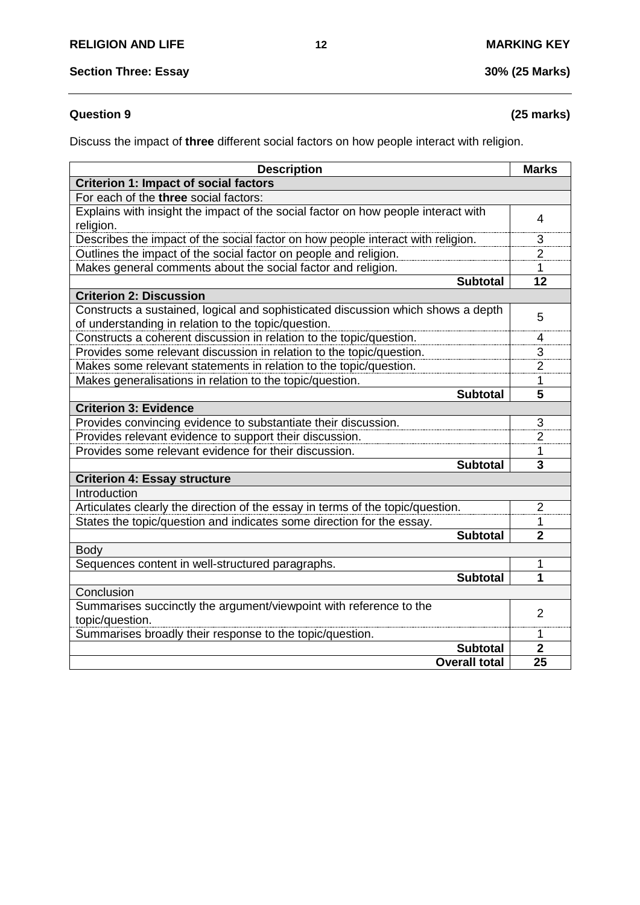## Section Three: Essay — 30% (25 Marks)

### Question 9 (25 marks)

Discuss the impact of **three** different social factors on how people interact with religion.

| Description | Marks |
|---|---|
| **Criterion 1: Impact of social factors** | |
| For each of the **three** social factors: | |
| Explains with insight the impact of the social factor on how people interact with religion. | 4 |
| Describes the impact of the social factor on how people interact with religion. | 3 |
| Outlines the impact of the social factor on people and religion. | 2 |
| Makes general comments about the social factor and religion. | 1 |
| **Subtotal** | **12** |
| **Criterion 2: Discussion** | |
| Constructs a sustained, logical and sophisticated discussion which shows a depth of understanding in relation to the topic/question. | 5 |
| Constructs a coherent discussion in relation to the topic/question. | 4 |
| Provides some relevant discussion in relation to the topic/question. | 3 |
| Makes some relevant statements in relation to the topic/question. | 2 |
| Makes generalisations in relation to the topic/question. | 1 |
| **Subtotal** | **5** |
| **Criterion 3: Evidence** | |
| Provides convincing evidence to substantiate their discussion. | 3 |
| Provides relevant evidence to support their discussion. | 2 |
| Provides some relevant evidence for their discussion. | 1 |
| **Subtotal** | **3** |
| **Criterion 4: Essay structure** | |
| Introduction | |
| Articulates clearly the direction of the essay in terms of the topic/question. | 2 |
| States the topic/question and indicates some direction for the essay. | 1 |
| **Subtotal** | **2** |
| Body | |
| Sequences content in well-structured paragraphs. | 1 |
| **Subtotal** | **1** |
| Conclusion | |
| Summarises succinctly the argument/viewpoint with reference to the topic/question. | 2 |
| Summarises broadly their response to the topic/question. | 1 |
| **Subtotal** | **2** |
| **Overall total** | **25** |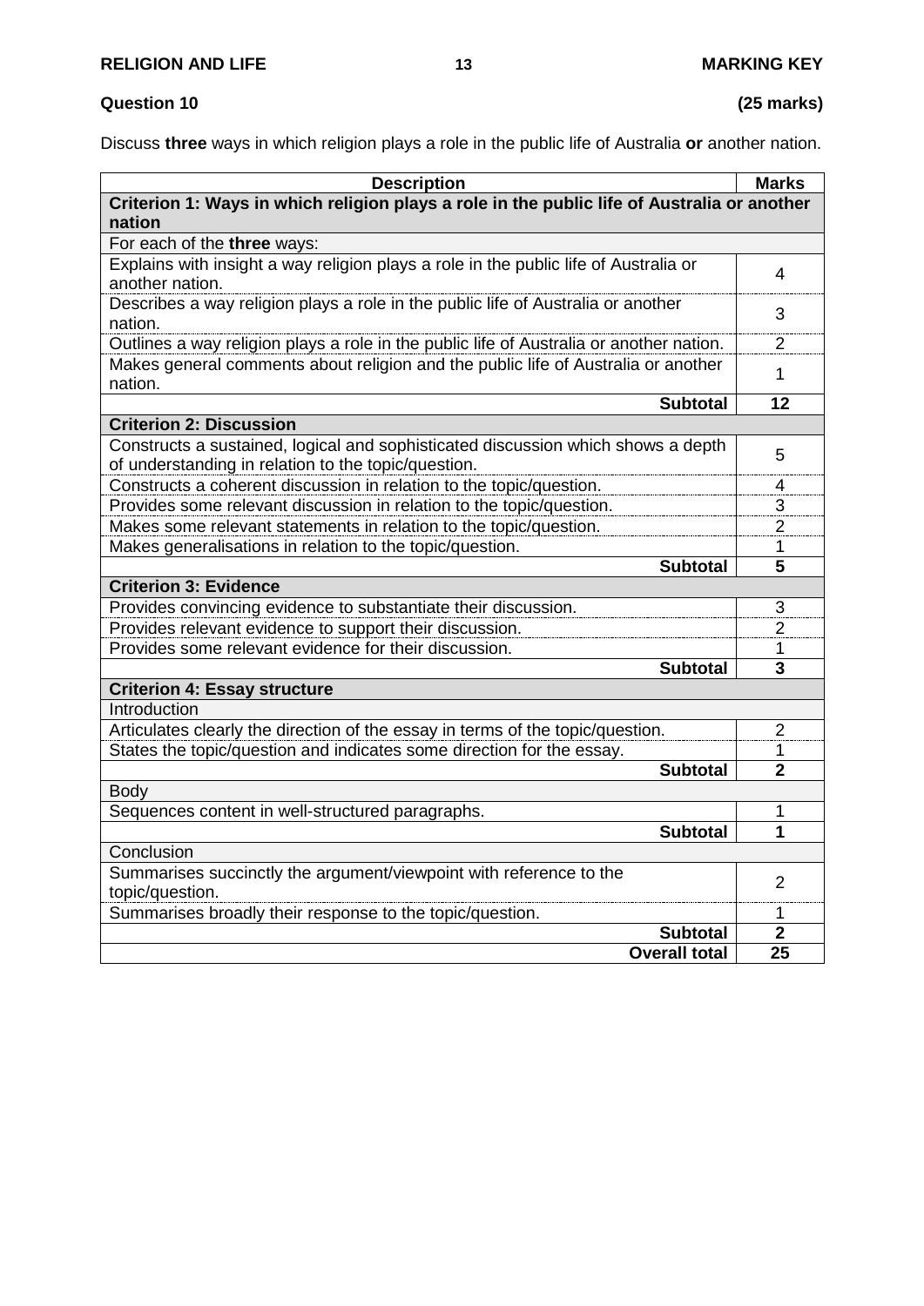**Question 10** **(25 marks)**

Discuss **three** ways in which religion plays a role in the public life of Australia **or** another nation.

| Description | Marks |
|---|---|
| **Criterion 1: Ways in which religion plays a role in the public life of Australia or another nation** | |
| For each of the **three** ways: | |
| Explains with insight a way religion plays a role in the public life of Australia or another nation. | 4 |
| Describes a way religion plays a role in the public life of Australia or another nation. | 3 |
| Outlines a way religion plays a role in the public life of Australia or another nation. | 2 |
| Makes general comments about religion and the public life of Australia or another nation. | 1 |
| **Subtotal** | **12** |
| **Criterion 2: Discussion** | |
| Constructs a sustained, logical and sophisticated discussion which shows a depth of understanding in relation to the topic/question. | 5 |
| Constructs a coherent discussion in relation to the topic/question. | 4 |
| Provides some relevant discussion in relation to the topic/question. | 3 |
| Makes some relevant statements in relation to the topic/question. | 2 |
| Makes generalisations in relation to the topic/question. | 1 |
| **Subtotal** | **5** |
| **Criterion 3: Evidence** | |
| Provides convincing evidence to substantiate their discussion. | 3 |
| Provides relevant evidence to support their discussion. | 2 |
| Provides some relevant evidence for their discussion. | 1 |
| **Subtotal** | **3** |
| **Criterion 4: Essay structure** | |
| Introduction | |
| Articulates clearly the direction of the essay in terms of the topic/question. | 2 |
| States the topic/question and indicates some direction for the essay. | 1 |
| **Subtotal** | **2** |
| Body | |
| Sequences content in well-structured paragraphs. | 1 |
| **Subtotal** | **1** |
| Conclusion | |
| Summarises succinctly the argument/viewpoint with reference to the topic/question. | 2 |
| Summarises broadly their response to the topic/question. | 1 |
| **Subtotal** | **2** |
| **Overall total** | **25** |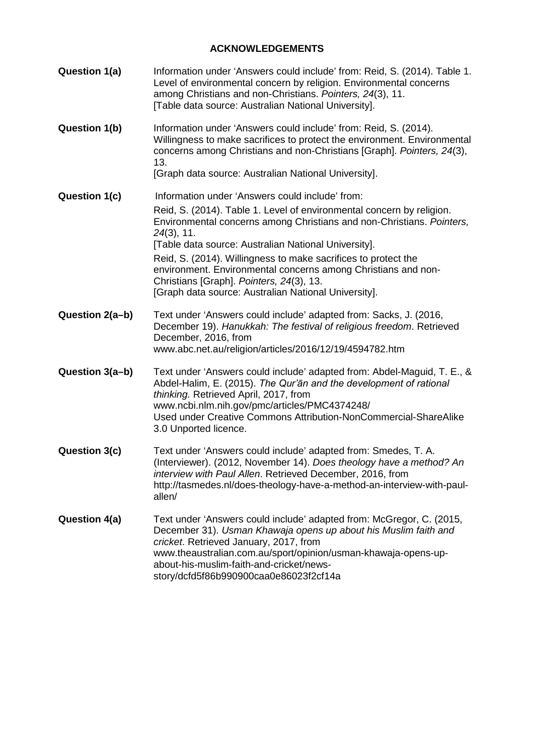# ACKNOWLEDGEMENTS

**Question 1(a)** Information under 'Answers could include' from: Reid, S. (2014). Table 1. Level of environmental concern by religion. Environmental concerns among Christians and non-Christians. *Pointers, 24*(3), 11.
[Table data source: Australian National University].

**Question 1(b)** Information under 'Answers could include' from: Reid, S. (2014). Willingness to make sacrifices to protect the environment. Environmental concerns among Christians and non-Christians [Graph]. *Pointers, 24*(3), 13.
[Graph data source: Australian National University].

**Question 1(c)** Information under 'Answers could include' from:

Reid, S. (2014). Table 1. Level of environmental concern by religion. Environmental concerns among Christians and non-Christians. *Pointers, 24*(3), 11.
[Table data source: Australian National University].

Reid, S. (2014). Willingness to make sacrifices to protect the environment. Environmental concerns among Christians and non-Christians [Graph]. *Pointers, 24*(3), 13.
[Graph data source: Australian National University].

**Question 2(a–b)** Text under 'Answers could include' adapted from: Sacks, J. (2016, December 19). *Hanukkah: The festival of religious freedom*. Retrieved December, 2016, from www.abc.net.au/religion/articles/2016/12/19/4594782.htm

**Question 3(a–b)** Text under 'Answers could include' adapted from: Abdel-Maguid, T. E., & Abdel-Halim, E. (2015). *The Qur'ān and the development of rational thinking.* Retrieved April, 2017, from www.ncbi.nlm.nih.gov/pmc/articles/PMC4374248/
Used under Creative Commons Attribution-NonCommercial-ShareAlike 3.0 Unported licence.

**Question 3(c)** Text under 'Answers could include' adapted from: Smedes, T. A. (Interviewer). (2012, November 14). *Does theology have a method? An interview with Paul Allen*. Retrieved December, 2016, from http://tasmedes.nl/does-theology-have-a-method-an-interview-with-paul-allen/

**Question 4(a)** Text under 'Answers could include' adapted from: McGregor, C. (2015, December 31). *Usman Khawaja opens up about his Muslim faith and cricket*. Retrieved January, 2017, from www.theaustralian.com.au/sport/opinion/usman-khawaja-opens-up-about-his-muslim-faith-and-cricket/news-story/dcfd5f86b990900caa0e86023f2cf14a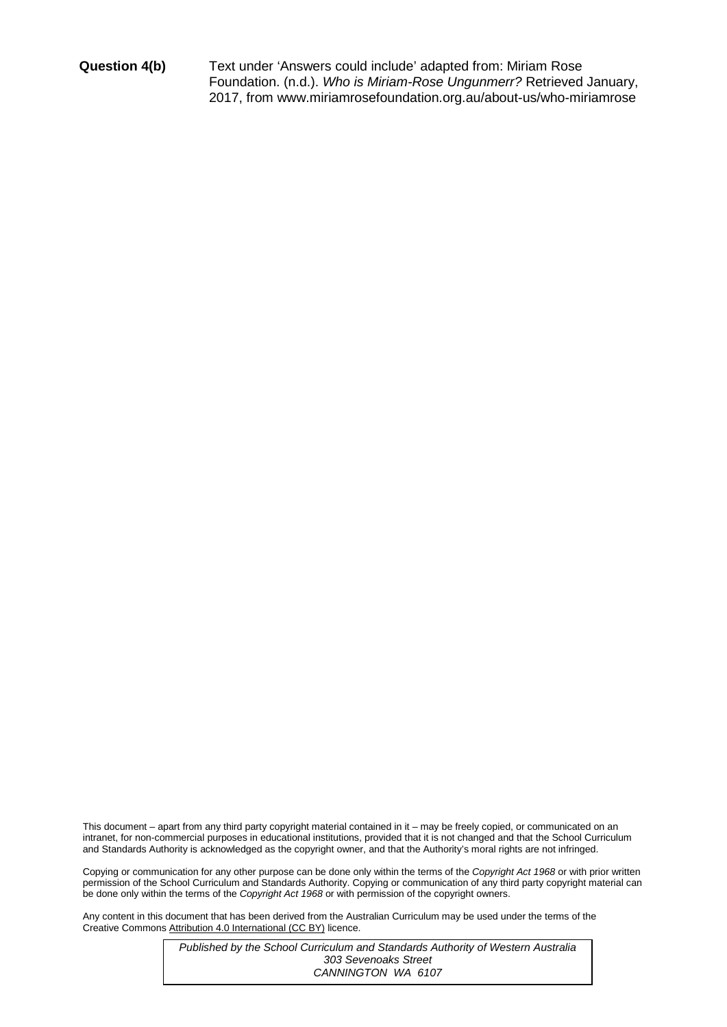**Question 4(b)** Text under 'Answers could include' adapted from: Miriam Rose Foundation. (n.d.). *Who is Miriam-Rose Ungunmerr?* Retrieved January, 2017, from www.miriamrosefoundation.org.au/about-us/who-miriamrose

This document – apart from any third party copyright material contained in it – may be freely copied, or communicated on an intranet, for non-commercial purposes in educational institutions, provided that it is not changed and that the School Curriculum and Standards Authority is acknowledged as the copyright owner, and that the Authority's moral rights are not infringed.

Copying or communication for any other purpose can be done only within the terms of the *Copyright Act 1968* or with prior written permission of the School Curriculum and Standards Authority. Copying or communication of any third party copyright material can be done only within the terms of the *Copyright Act 1968* or with permission of the copyright owners.

Any content in this document that has been derived from the Australian Curriculum may be used under the terms of the Creative Commons Attribution 4.0 International (CC BY) licence.

*Published by the School Curriculum and Standards Authority of Western Australia*
*303 Sevenoaks Street*
*CANNINGTON WA 6107*